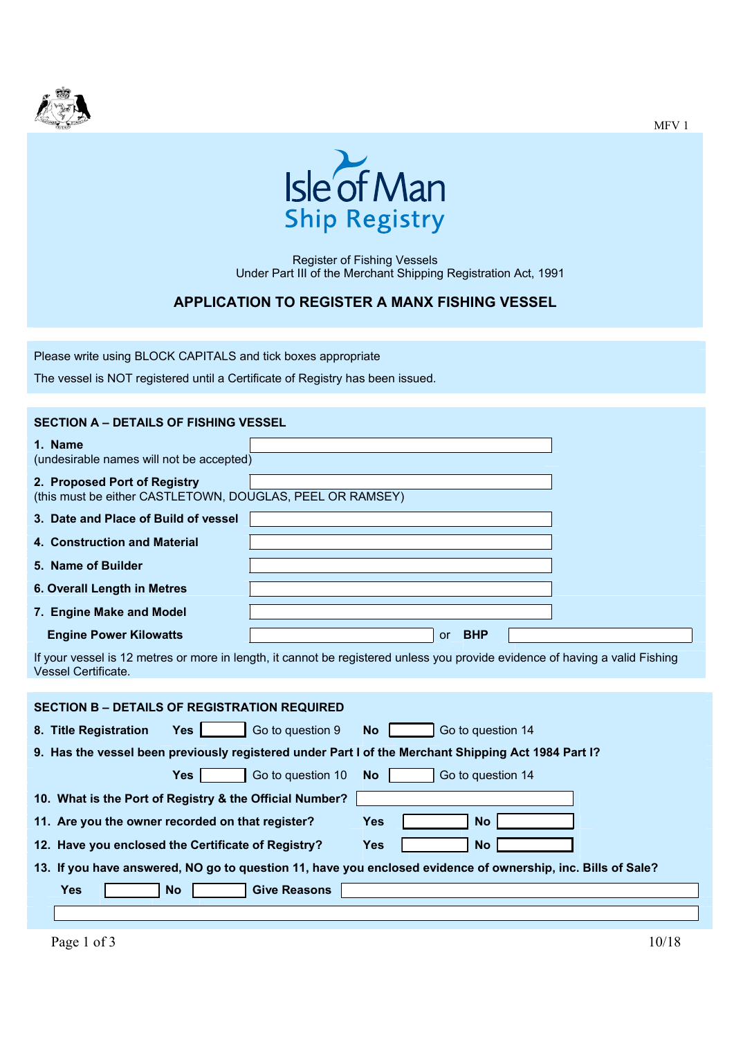MFV 1

# Isle of Man Ship Registry

Register of Fishing Vessels
Under Part III of the Merchant Shipping Registration Act, 1991

## APPLICATION TO REGISTER A MANX FISHING VESSEL

Please write using BLOCK CAPITALS and tick boxes appropriate

The vessel is NOT registered until a Certificate of Registry has been issued.

### SECTION A – DETAILS OF FISHING VESSEL

**1. Name** ______________________
(undesirable names will not be accepted)

**2. Proposed Port of Registry** ______________________
(this must be either CASTLETOWN, DOUGLAS, PEEL OR RAMSEY)

**3. Date and Place of Build of vessel** ______________________

**4. Construction and Material** ______________________

**5. Name of Builder** ______________________

**6. Overall Length in Metres** ______________________

**7. Engine Make and Model** ______________________

**Engine Power Kilowatts** ______________________ or **BHP** ______________________

If your vessel is 12 metres or more in length, it cannot be registered unless you provide evidence of having a valid Fishing Vessel Certificate.

### SECTION B – DETAILS OF REGISTRATION REQUIRED

**8. Title Registration** **Yes** ☐ Go to question 9 **No** ☐ Go to question 14

**9. Has the vessel been previously registered under Part I of the Merchant Shipping Act 1984 Part I?**

**Yes** ☐ Go to question 10 **No** ☐ Go to question 14

**10. What is the Port of Registry & the Official Number?** ______________________

**11. Are you the owner recorded on that register?** **Yes** ☐ **No** ☐

**12. Have you enclosed the Certificate of Registry?** **Yes** ☐ **No** ☐

**13. If you have answered, NO go to question 11, have you enclosed evidence of ownership, inc. Bills of Sale?**

**Yes** ☐ **No** ☐ **Give Reasons** ______________________

______________________

10/18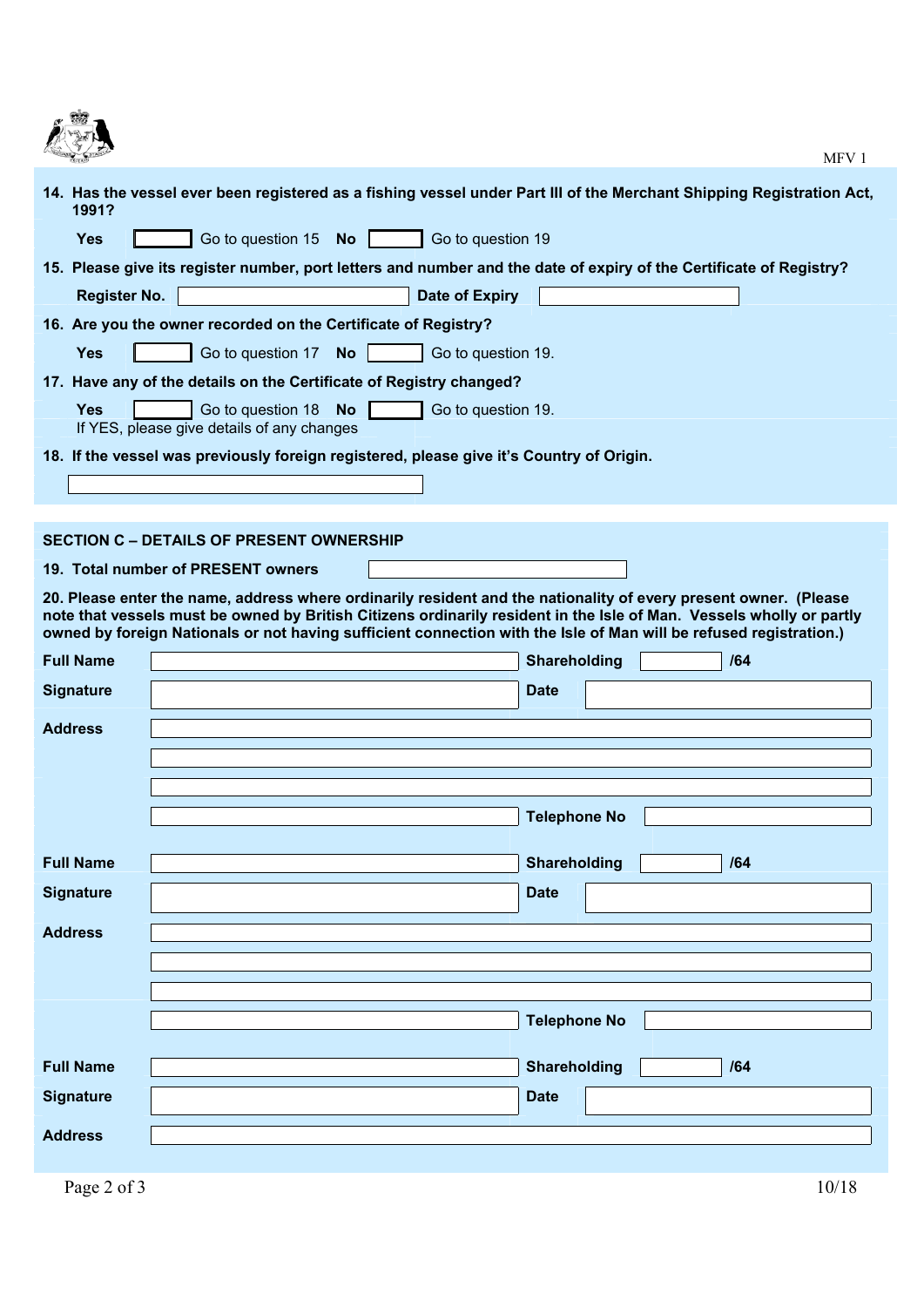**14. Has the vessel ever been registered as a fishing vessel under Part III of the Merchant Shipping Registration Act, 1991?**

**Yes** ☐ Go to question 15 **No** ☐ Go to question 19

**15. Please give its register number, port letters and number and the date of expiry of the Certificate of Registry?**

**Register No.** ____________ **Date of Expiry** ____________

**16. Are you the owner recorded on the Certificate of Registry?**

**Yes** ☐ Go to question 17 **No** ☐ Go to question 19.

**17. Have any of the details on the Certificate of Registry changed?**

**Yes** ☐ Go to question 18 **No** ☐ Go to question 19.

If YES, please give details of any changes

**18. If the vessel was previously foreign registered, please give it's Country of Origin.**

____________

## SECTION C – DETAILS OF PRESENT OWNERSHIP

**19. Total number of PRESENT owners** ____________

**20. Please enter the name, address where ordinarily resident and the nationality of every present owner. (Please note that vessels must be owned by British Citizens ordinarily resident in the Isle of Man. Vessels wholly or partly owned by foreign Nationals or not having sufficient connection with the Isle of Man will be refused registration.)**

**Full Name** ____________ **Shareholding** ______ **/64**

**Signature** ____________ **Date** ____________

**Address** ____________

____________

____________

____________ **Telephone No** ____________

**Full Name** ____________ **Shareholding** ______ **/64**

**Signature** ____________ **Date** ____________

**Address** ____________

____________

____________

____________ **Telephone No** ____________

**Full Name** ____________ **Shareholding** ______ **/64**

**Signature** ____________ **Date** ____________

**Address** ____________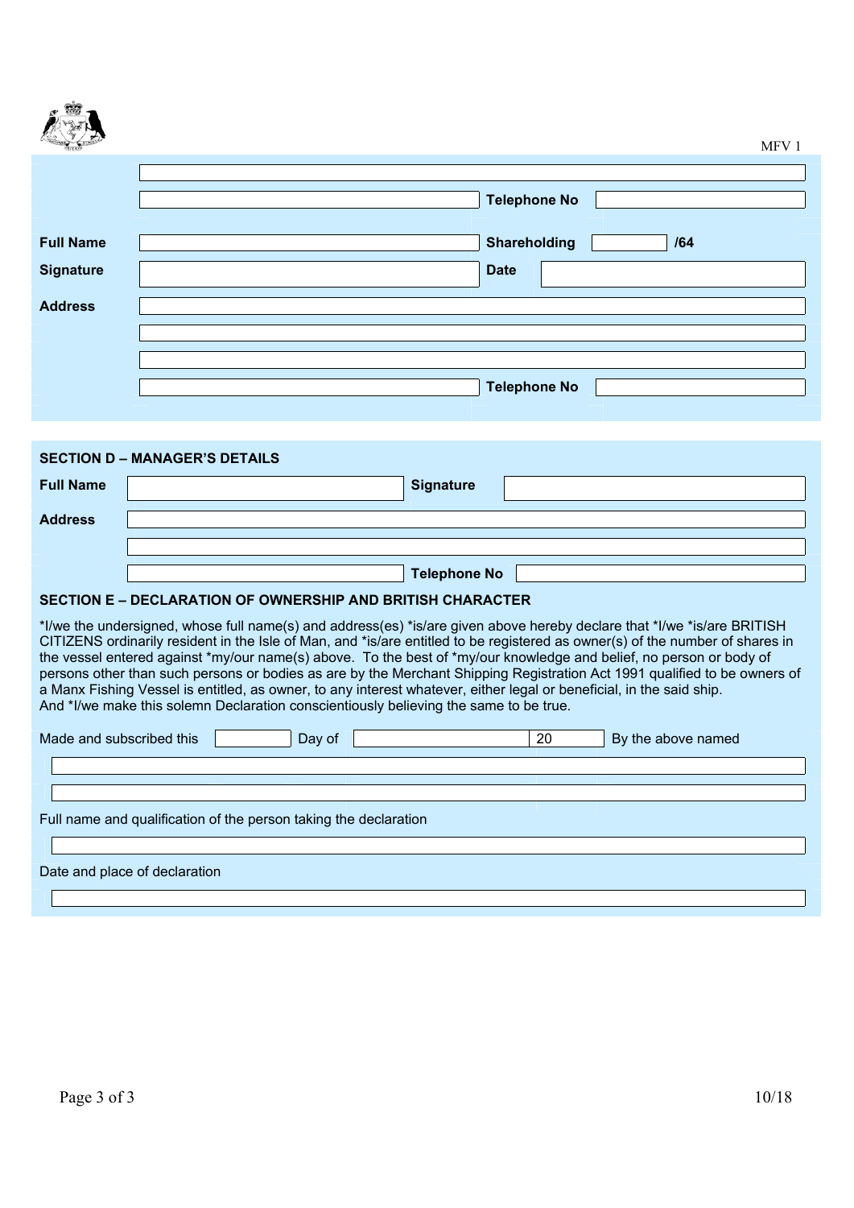MFV 1

| | | | |
|---|---|---|---|
| | | | |
| | | **Telephone No** | |
| **Full Name** | | **Shareholding** | /64 |
| **Signature** | | **Date** | |
| **Address** | | | |
| | | | |
| | | | |
| | | **Telephone No** | |

## SECTION D – MANAGER'S DETAILS

| | | | |
|---|---|---|---|
| **Full Name** | | **Signature** | |
| **Address** | | | |
| | | | |
| | | **Telephone No** | |

## SECTION E – DECLARATION OF OWNERSHIP AND BRITISH CHARACTER

*I/we the undersigned, whose full name(s) and address(es) *is/are given above hereby declare that *I/we *is/are BRITISH CITIZENS ordinarily resident in the Isle of Man, and *is/are entitled to be registered as owner(s) of the number of shares in the vessel entered against *my/our name(s) above. To the best of *my/our knowledge and belief, no person or body of persons other than such persons or bodies as are by the Merchant Shipping Registration Act 1991 qualified to be owners of a Manx Fishing Vessel is entitled, as owner, to any interest whatever, either legal or beneficial, in the said ship.
And *I/we make this solemn Declaration conscientiously believing the same to be true.

Made and subscribed this ________ Day of ____________________ 20______ By the above named

_______________________________________________

_______________________________________________

Full name and qualification of the person taking the declaration

_______________________________________________

Date and place of declaration

_______________________________________________

10/18